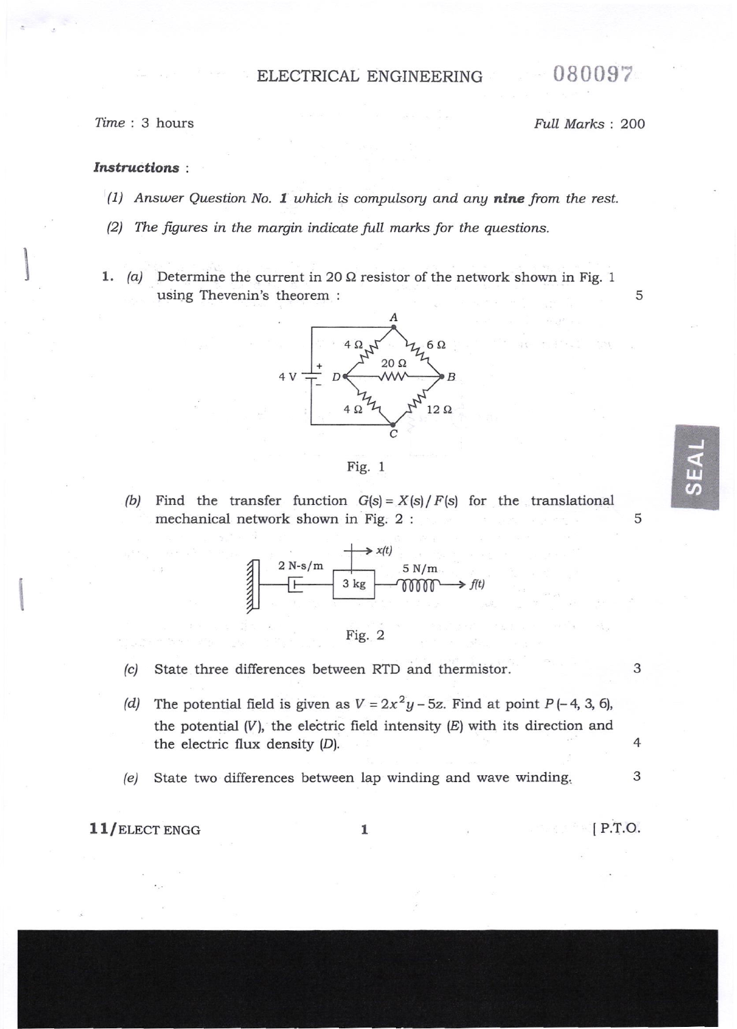# ELECTRICAL ENGINEERING

080097

*Time* : 3 hours *Full Marks* : 200

***Instructions*** :

(1) *Answer Question No.* **1** *which is compulsory and any* **nine** *from the rest.*

(2) *The figures in the margin indicate full marks for the questions.*

**1.** *(a)* Determine the current in 20 Ω resistor of the network shown in Fig. 1 using Thevenin's theorem : 5

Fig. 1

*(b)* Find the transfer function $G(s) = X(s) / F(s)$ for the translational mechanical network shown in Fig. 2 : 5

Fig. 2

*(c)* State three differences between RTD and thermistor. 3

*(d)* The potential field is given as $V = 2x^2y - 5z$. Find at point $P(-4, 3, 6)$, the potential $(V)$, the electric field intensity $(E)$ with its direction and the electric flux density $(D)$. 4

*(e)* State two differences between lap winding and wave winding. 3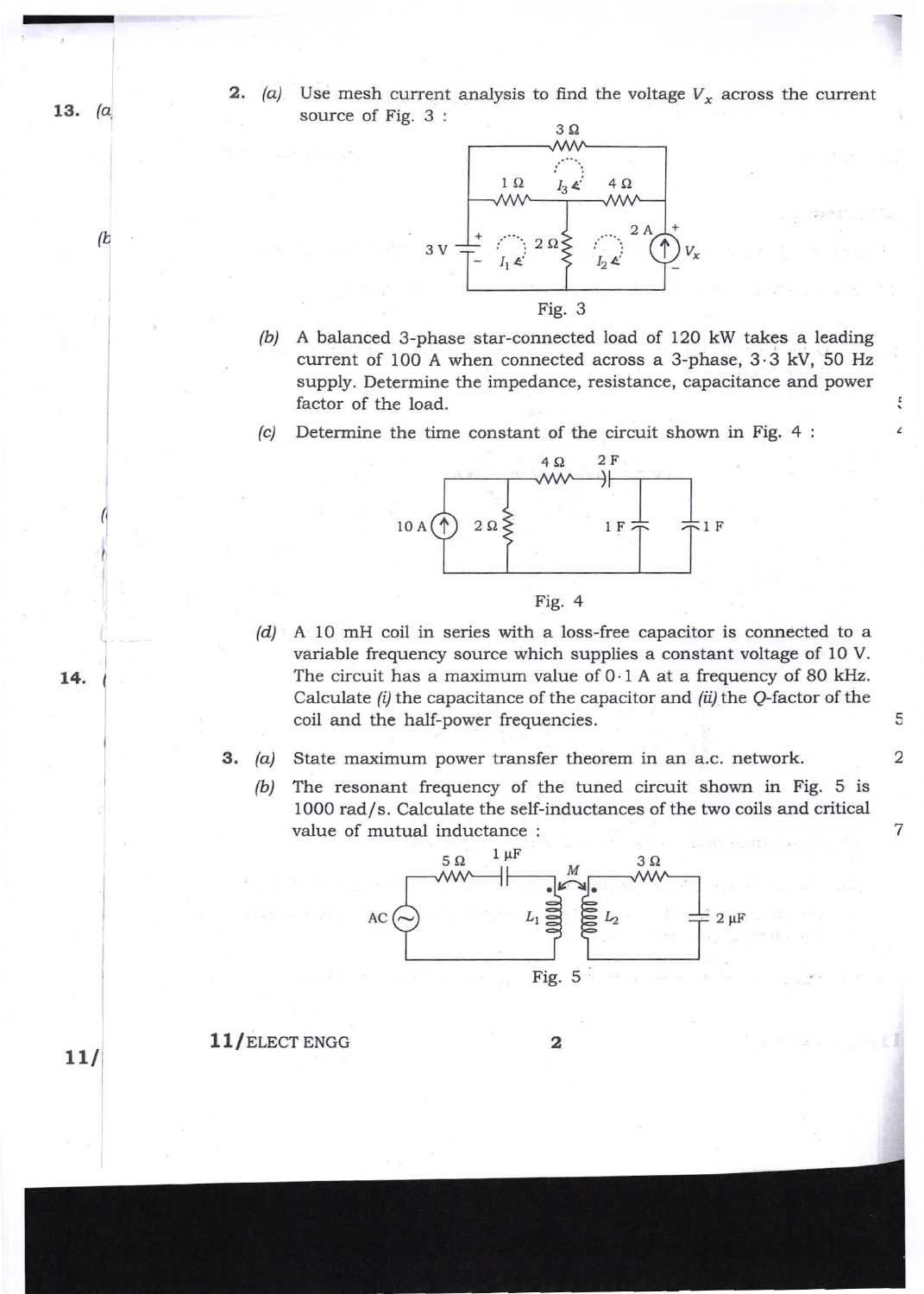2. *(a)* Use mesh current analysis to find the voltage $V_x$ across the current source of Fig. 3 :

Fig. 3

*(b)* A balanced 3-phase star-connected load of 120 kW takes a leading current of 100 A when connected across a 3-phase, 3·3 kV, 50 Hz supply. Determine the impedance, resistance, capacitance and power factor of the load.

*(c)* Determine the time constant of the circuit shown in Fig. 4 :

Fig. 4

*(d)* A 10 mH coil in series with a loss-free capacitor is connected to a variable frequency source which supplies a constant voltage of 10 V. The circuit has a maximum value of 0·1 A at a frequency of 80 kHz. Calculate *(i)* the capacitance of the capacitor and *(ii)* the *Q*-factor of the coil and the half-power frequencies. 5

3. *(a)* State maximum power transfer theorem in an a.c. network. 2

*(b)* The resonant frequency of the tuned circuit shown in Fig. 5 is 1000 rad/s. Calculate the self-inductances of the two coils and critical value of mutual inductance : 7

Fig. 5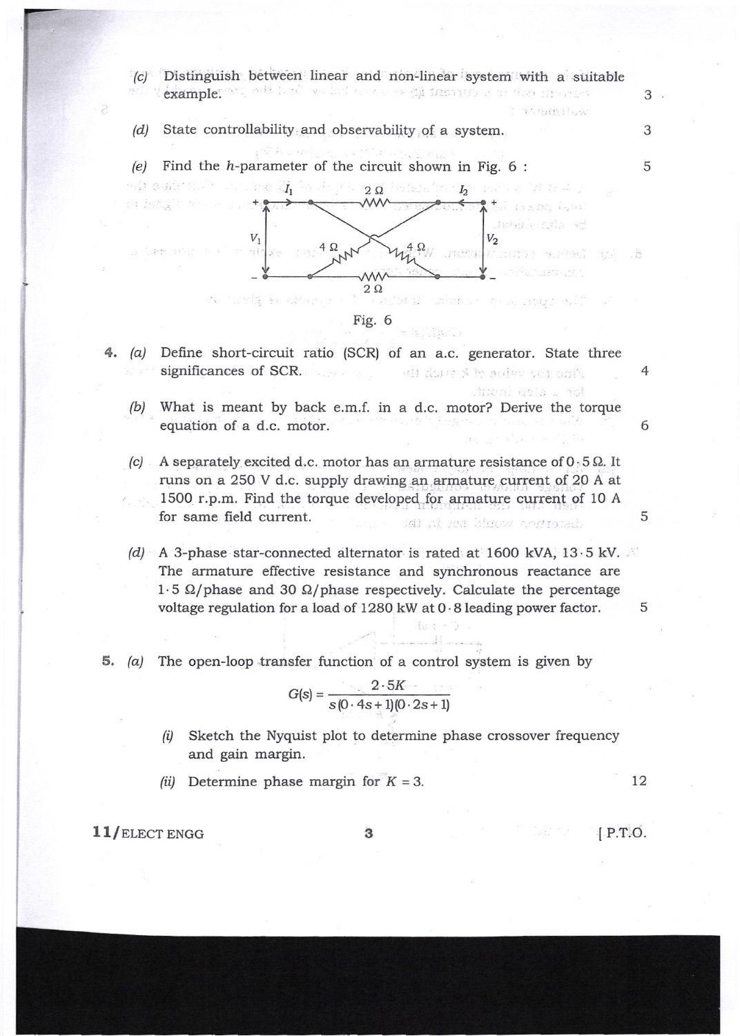(c) Distinguish between linear and non-linear system with a suitable example. 3

(d) State controllability and observability of a system. 3

(e) Find the $h$-parameter of the circuit shown in Fig. 6 : 5

$I_1$ 2 Ω $I_2$

$V_1$ 4 Ω 4 Ω $V_2$

2 Ω

Fig. 6

**4.** (a) Define short-circuit ratio (SCR) of an a.c. generator. State three significances of SCR. 4

(b) What is meant by back e.m.f. in a d.c. motor? Derive the torque equation of a d.c. motor. 6

(c) A separately excited d.c. motor has an armature resistance of 0·5 Ω. It runs on a 250 V d.c. supply drawing an armature current of 20 A at 1500 r.p.m. Find the torque developed for armature current of 10 A for same field current. 5

(d) A 3-phase star-connected alternator is rated at 1600 kVA, 13·5 kV. The armature effective resistance and synchronous reactance are 1·5 Ω/phase and 30 Ω/phase respectively. Calculate the percentage voltage regulation for a load of 1280 kW at 0·8 leading power factor. 5

**5.** (a) The open-loop transfer function of a control system is given by

$$G(s) = \frac{2 \cdot 5K}{s(0 \cdot 4s+1)(0 \cdot 2s+1)}$$

(i) Sketch the Nyquist plot to determine phase crossover frequency and gain margin.

(ii) Determine phase margin for $K = 3$. 12